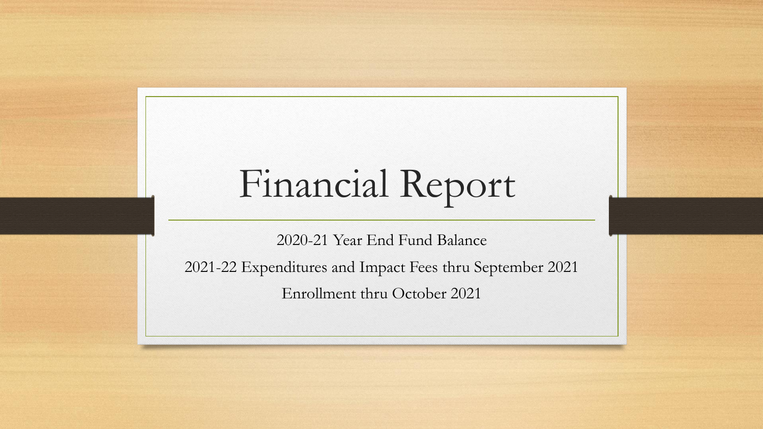# Financial Report

2020-21 Year End Fund Balance

2021-22 Expenditures and Impact Fees thru September 2021

Enrollment thru October 2021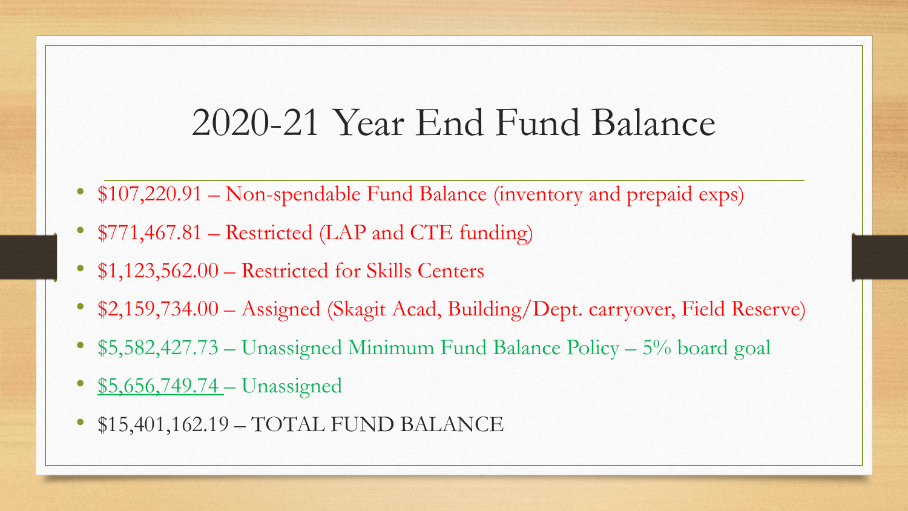# 2020-21 Year End Fund Balance

- $107,220.91 – Non-spendable Fund Balance (inventory and prepaid exps)
- $771,467.81 – Restricted (LAP and CTE funding)
- $1,123,562.00 – Restricted for Skills Centers
- $2,159,734.00 – Assigned (Skagit Acad, Building/Dept. carryover, Field Reserve)
- $5,582,427.73 – Unassigned Minimum Fund Balance Policy – 5% board goal
- $5,656,749.74 – Unassigned
- $15,401,162.19 – TOTAL FUND BALANCE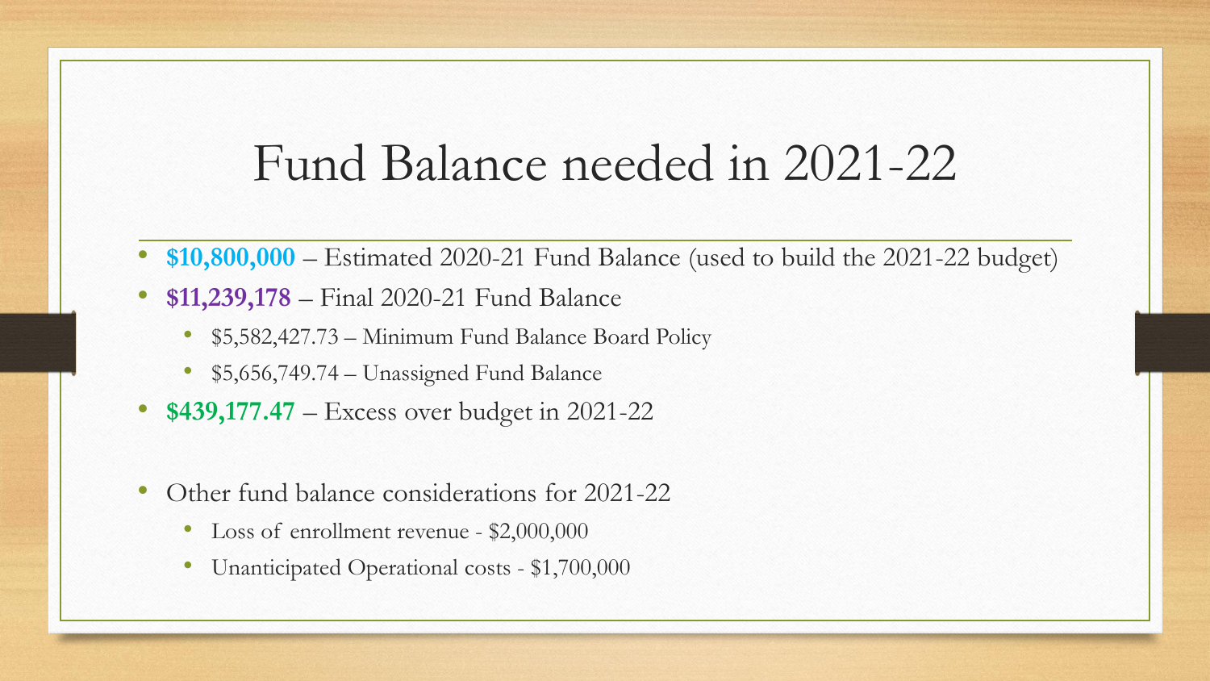# Fund Balance needed in 2021-22

- **$10,800,000** – Estimated 2020-21 Fund Balance (used to build the 2021-22 budget)
- **$11,239,178** – Final 2020-21 Fund Balance
  - $5,582,427.73 – Minimum Fund Balance Board Policy
  - $5,656,749.74 – Unassigned Fund Balance
- **$439,177.47** – Excess over budget in 2021-22

- Other fund balance considerations for 2021-22
  - Loss of enrollment revenue - $2,000,000
  - Unanticipated Operational costs - $1,700,000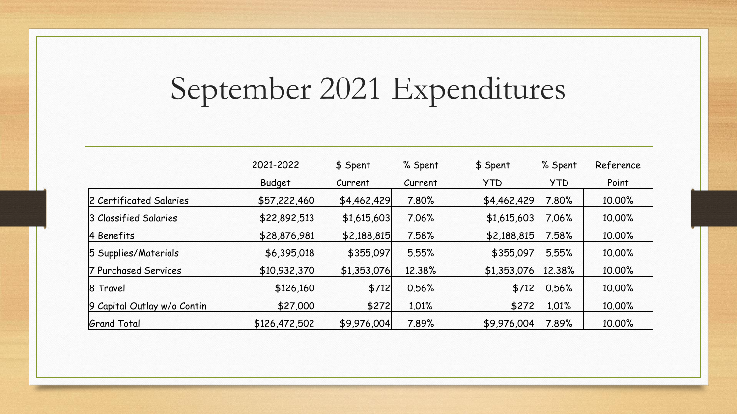# September 2021 Expenditures

| | 2021-2022 Budget | $ Spent Current | % Spent Current | $ Spent YTD | % Spent YTD | Reference Point |
|---|---|---|---|---|---|---|
| 2 Certificated Salaries | $57,222,460 | $4,462,429 | 7.80% | $4,462,429 | 7.80% | 10.00% |
| 3 Classified Salaries | $22,892,513 | $1,615,603 | 7.06% | $1,615,603 | 7.06% | 10.00% |
| 4 Benefits | $28,876,981 | $2,188,815 | 7.58% | $2,188,815 | 7.58% | 10.00% |
| 5 Supplies/Materials | $6,395,018 | $355,097 | 5.55% | $355,097 | 5.55% | 10.00% |
| 7 Purchased Services | $10,932,370 | $1,353,076 | 12.38% | $1,353,076 | 12.38% | 10.00% |
| 8 Travel | $126,160 | $712 | 0.56% | $712 | 0.56% | 10.00% |
| 9 Capital Outlay w/o Contin | $27,000 | $272 | 1.01% | $272 | 1.01% | 10.00% |
| Grand Total | $126,472,502 | $9,976,004 | 7.89% | $9,976,004 | 7.89% | 10.00% |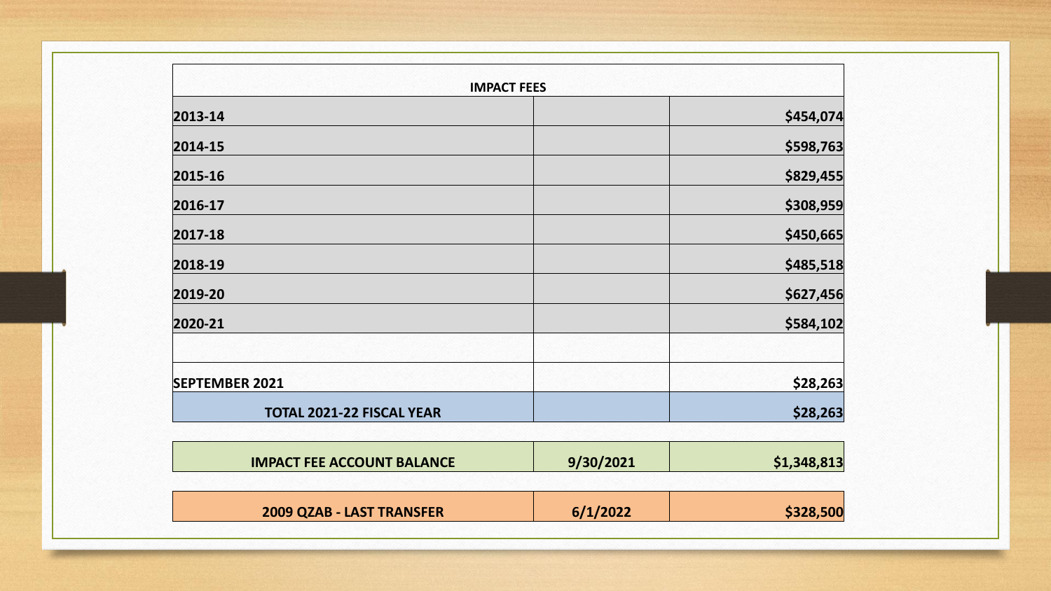| IMPACT FEES | | |
|---|---|---|
| 2013-14 | | $454,074 |
| 2014-15 | | $598,763 |
| 2015-16 | | $829,455 |
| 2016-17 | | $308,959 |
| 2017-18 | | $450,665 |
| 2018-19 | | $485,518 |
| 2019-20 | | $627,456 |
| 2020-21 | | $584,102 |
| | | |
| SEPTEMBER 2021 | | $28,263 |
| TOTAL 2021-22 FISCAL YEAR | | $28,263 |

| IMPACT FEE ACCOUNT BALANCE | 9/30/2021 | $1,348,813 |
|---|---|---|

| 2009 QZAB - LAST TRANSFER | 6/1/2022 | $328,500 |
|---|---|---|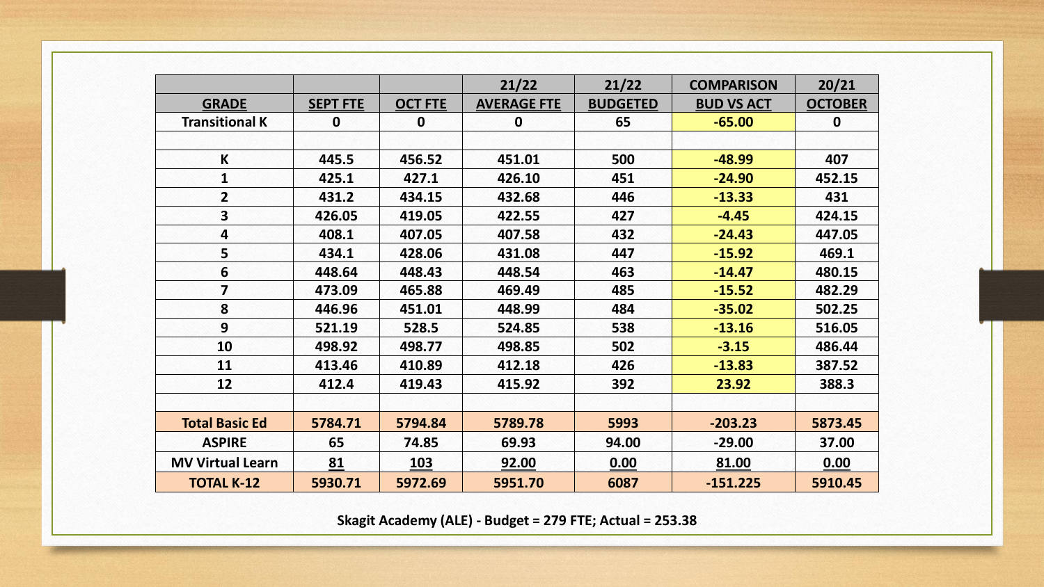| | | | 21/22 | 21/22 | COMPARISON | 20/21 |
|---|---|---|---|---|---|---|
| **GRADE** | **SEPT FTE** | **OCT FTE** | **AVERAGE FTE** | **BUDGETED** | **BUD VS ACT** | **OCTOBER** |
| **Transitional K** | **0** | **0** | **0** | **65** | **-65.00** | **0** |
| | | | | | | |
| **K** | **445.5** | **456.52** | **451.01** | **500** | **-48.99** | **407** |
| **1** | **425.1** | **427.1** | **426.10** | **451** | **-24.90** | **452.15** |
| **2** | **431.2** | **434.15** | **432.68** | **446** | **-13.33** | **431** |
| **3** | **426.05** | **419.05** | **422.55** | **427** | **-4.45** | **424.15** |
| **4** | **408.1** | **407.05** | **407.58** | **432** | **-24.43** | **447.05** |
| **5** | **434.1** | **428.06** | **431.08** | **447** | **-15.92** | **469.1** |
| **6** | **448.64** | **448.43** | **448.54** | **463** | **-14.47** | **480.15** |
| **7** | **473.09** | **465.88** | **469.49** | **485** | **-15.52** | **482.29** |
| **8** | **446.96** | **451.01** | **448.99** | **484** | **-35.02** | **502.25** |
| **9** | **521.19** | **528.5** | **524.85** | **538** | **-13.16** | **516.05** |
| **10** | **498.92** | **498.77** | **498.85** | **502** | **-3.15** | **486.44** |
| **11** | **413.46** | **410.89** | **412.18** | **426** | **-13.83** | **387.52** |
| **12** | **412.4** | **419.43** | **415.92** | **392** | **23.92** | **388.3** |
| | | | | | | |
| **Total Basic Ed** | **5784.71** | **5794.84** | **5789.78** | **5993** | **-203.23** | **5873.45** |
| **ASPIRE** | **65** | **74.85** | **69.93** | **94.00** | **-29.00** | **37.00** |
| **MV Virtual Learn** | **81** | **103** | **92.00** | **0.00** | **81.00** | **0.00** |
| **TOTAL K-12** | **5930.71** | **5972.69** | **5951.70** | **6087** | **-151.225** | **5910.45** |

**Skagit Academy (ALE) - Budget = 279 FTE; Actual = 253.38**